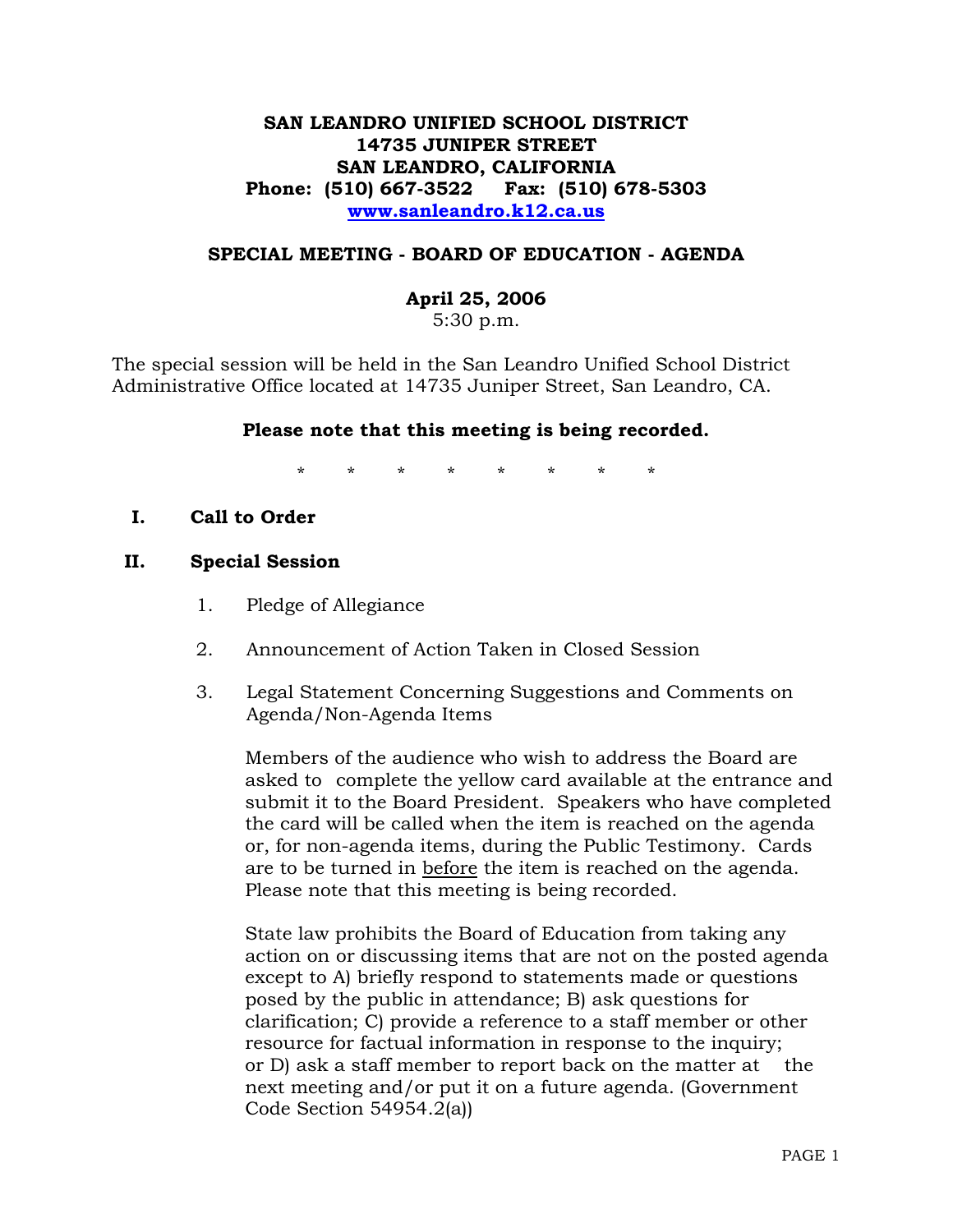**SAN LEANDRO UNIFIED SCHOOL DISTRICT**
**14735 JUNIPER STREET**
**SAN LEANDRO, CALIFORNIA**
**Phone: (510) 667-3522 Fax: (510) 678-5303**
**www.sanleandro.k12.ca.us**

## SPECIAL MEETING - BOARD OF EDUCATION - AGENDA

**April 25, 2006**
5:30 p.m.

The special session will be held in the San Leandro Unified School District Administrative Office located at 14735 Juniper Street, San Leandro, CA.

**Please note that this meeting is being recorded.**

\* \* \* \* \* \* \* \*

### I. Call to Order

### II. Special Session

1. Pledge of Allegiance

2. Announcement of Action Taken in Closed Session

3. Legal Statement Concerning Suggestions and Comments on Agenda/Non-Agenda Items

   Members of the audience who wish to address the Board are asked to complete the yellow card available at the entrance and submit it to the Board President. Speakers who have completed the card will be called when the item is reached on the agenda or, for non-agenda items, during the Public Testimony. Cards are to be turned in <u>before</u> the item is reached on the agenda. Please note that this meeting is being recorded.

   State law prohibits the Board of Education from taking any action on or discussing items that are not on the posted agenda except to A) briefly respond to statements made or questions posed by the public in attendance; B) ask questions for clarification; C) provide a reference to a staff member or other resource for factual information in response to the inquiry; or D) ask a staff member to report back on the matter at the next meeting and/or put it on a future agenda. (Government Code Section 54954.2(a))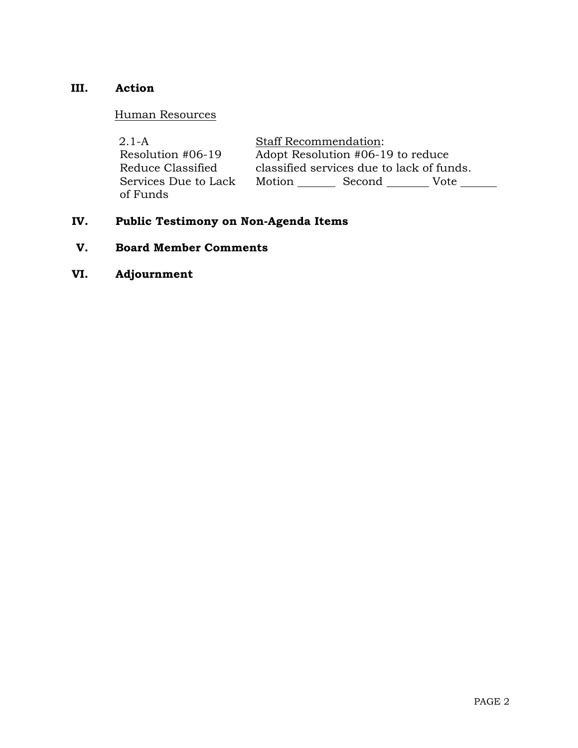## III. Action

Human Resources

| | |
|---|---|
| 2.1-A<br>Resolution #06-19<br>Reduce Classified Services Due to Lack of Funds | Staff Recommendation:<br>Adopt Resolution #06-19 to reduce classified services due to lack of funds.<br>Motion ______ Second ______ Vote ______ |

## IV. Public Testimony on Non-Agenda Items

## V. Board Member Comments

## VI. Adjournment